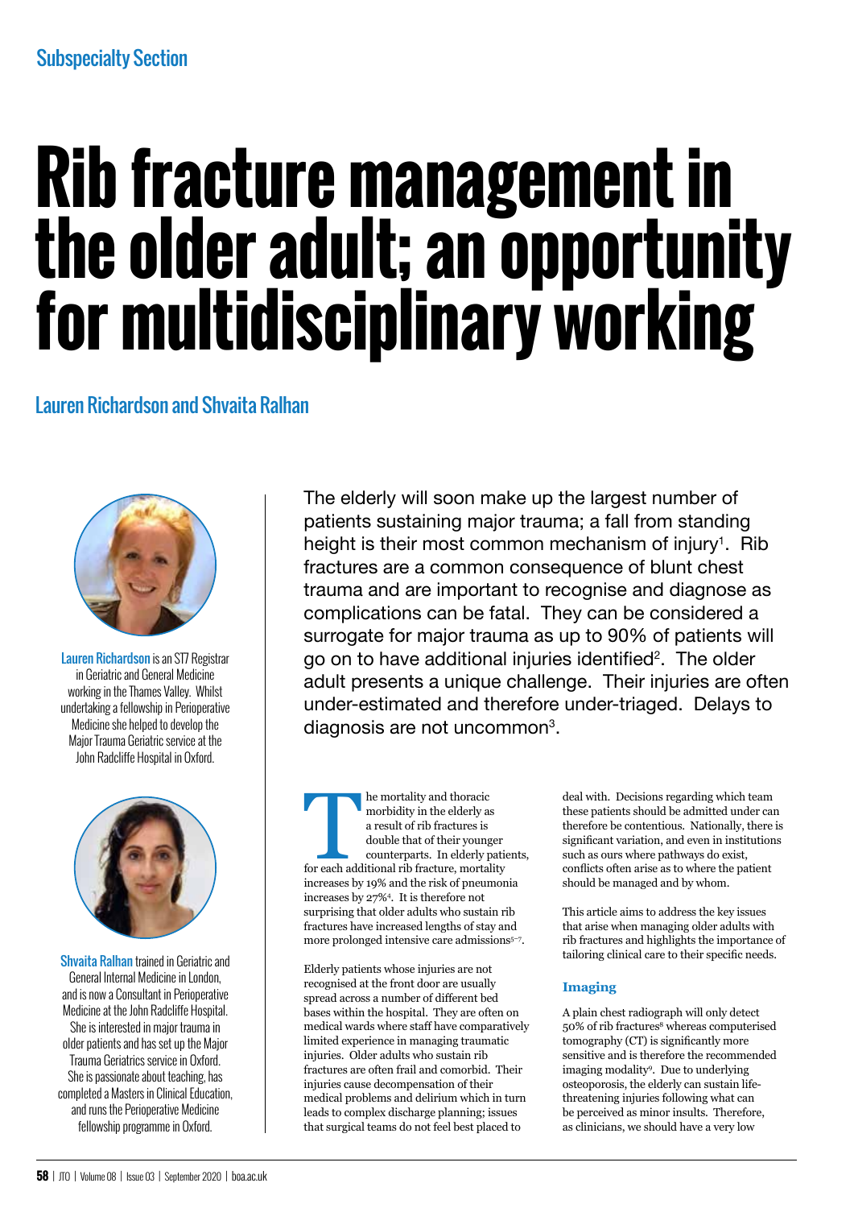Subspecialty Section

# Rib fracture management in the older adult; an opportunity for multidisciplinary working

## Lauren Richardson and Shvaita Ralhan

**Lauren Richardson** is an ST7 Registrar in Geriatric and General Medicine working in the Thames Valley. Whilst undertaking a fellowship in Perioperative Medicine she helped to develop the Major Trauma Geriatric service at the John Radcliffe Hospital in Oxford.

**Shvaita Ralhan** trained in Geriatric and General Internal Medicine in London, and is now a Consultant in Perioperative Medicine at the John Radcliffe Hospital. She is interested in major trauma in older patients and has set up the Major Trauma Geriatrics service in Oxford. She is passionate about teaching, has completed a Masters in Clinical Education, and runs the Perioperative Medicine fellowship programme in Oxford.

The elderly will soon make up the largest number of patients sustaining major trauma; a fall from standing height is their most common mechanism of injury[1]. Rib fractures are a common consequence of blunt chest trauma and are important to recognise and diagnose as complications can be fatal. They can be considered a surrogate for major trauma as up to 90% of patients will go on to have additional injuries identified[2]. The older adult presents a unique challenge. Their injuries are often under-estimated and therefore under-triaged. Delays to diagnosis are not uncommon[3].

The mortality and thoracic morbidity in the elderly as a result of rib fractures is double that of their younger counterparts. In elderly patients, for each additional rib fracture, mortality increases by 19% and the risk of pneumonia increases by 27%[4]. It is therefore not surprising that older adults who sustain rib fractures have increased lengths of stay and more prolonged intensive care admissions[5–7].

Elderly patients whose injuries are not recognised at the front door are usually spread across a number of different bed bases within the hospital. They are often on medical wards where staff have comparatively limited experience in managing traumatic injuries. Older adults who sustain rib fractures are often frail and comorbid. Their injuries cause decompensation of their medical problems and delirium which in turn leads to complex discharge planning; issues that surgical teams do not feel best placed to deal with. Decisions regarding which team these patients should be admitted under can therefore be contentious. Nationally, there is significant variation, and even in institutions such as ours where pathways do exist, conflicts often arise as to where the patient should be managed and by whom.

This article aims to address the key issues that arise when managing older adults with rib fractures and highlights the importance of tailoring clinical care to their specific needs.

### Imaging

A plain chest radiograph will only detect 50% of rib fractures[8] whereas computerised tomography (CT) is significantly more sensitive and is therefore the recommended imaging modality[9]. Due to underlying osteoporosis, the elderly can sustain life-threatening injuries following what can be perceived as minor insults. Therefore, as clinicians, we should have a very low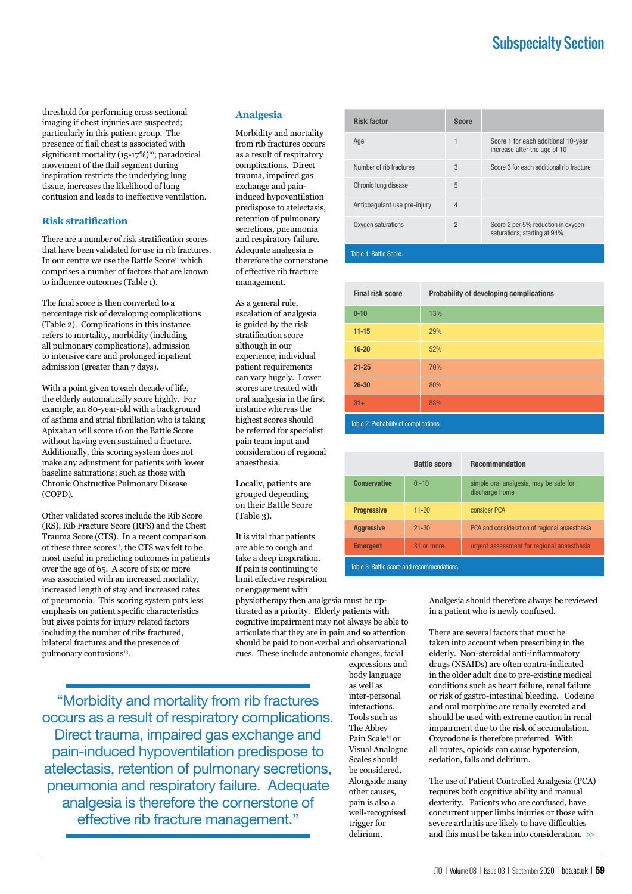threshold for performing cross sectional imaging if chest injuries are suspected; particularly in this patient group. The presence of flail chest is associated with significant mortality (15-17%)[10]; paradoxical movement of the flail segment during inspiration restricts the underlying lung tissue, increases the likelihood of lung contusion and leads to ineffective ventilation.

### Risk stratification

There are a number of risk stratification scores that have been validated for use in rib fractures. In our centre we use the Battle Score[11] which comprises a number of factors that are known to influence outcomes (Table 1).

The final score is then converted to a percentage risk of developing complications (Table 2). Complications in this instance refers to mortality, morbidity (including all pulmonary complications), admission to intensive care and prolonged inpatient admission (greater than 7 days).

With a point given to each decade of life, the elderly automatically score highly. For example, an 80-year-old with a background of asthma and atrial fibrillation who is taking Apixaban will score 16 on the Battle Score without having even sustained a fracture. Additionally, this scoring system does not make any adjustment for patients with lower baseline saturations; such as those with Chronic Obstructive Pulmonary Disease (COPD).

Other validated scores include the Rib Score (RS), Rib Fracture Score (RFS) and the Chest Trauma Score (CTS). In a recent comparison of these three scores[12], the CTS was felt to be most useful in predicting outcomes in patients over the age of 65. A score of six or more was associated with an increased mortality, increased length of stay and increased rates of pneumonia. This scoring system puts less emphasis on patient specific characteristics but gives points for injury related factors including the number of ribs fractured, bilateral fractures and the presence of pulmonary contusions[13].

### Analgesia

Morbidity and mortality from rib fractures occurs as a result of respiratory complications. Direct trauma, impaired gas exchange and pain-induced hypoventilation predispose to atelectasis, retention of pulmonary secretions, pneumonia and respiratory failure. Adequate analgesia is therefore the cornerstone of effective rib fracture management.

As a general rule, escalation of analgesia is guided by the risk stratification score although in our experience, individual patient requirements can vary hugely. Lower scores are treated with oral analgesia in the first instance whereas the highest scores should be referred for specialist pain team input and consideration of regional anaesthesia.

Locally, patients are grouped depending on their Battle Score (Table 3).

It is vital that patients are able to cough and take a deep inspiration. If pain is continuing to limit effective respiration or engagement with physiotherapy then analgesia must be up-titrated as a priority. Elderly patients with cognitive impairment may not always be able to articulate that they are in pain and so attention should be paid to non-verbal and observational cues. These include autonomic changes, facial expressions and body language as well as inter-personal interactions. Tools such as The Abbey Pain Scale[14] or Visual Analogue Scales should be considered. Alongside many other causes, pain is also a well-recognised trigger for delirium. Analgesia should therefore always be reviewed in a patient who is newly confused.

There are several factors that must be taken into account when prescribing in the elderly. Non-steroidal anti-inflammatory drugs (NSAIDs) are often contra-indicated in the older adult due to pre-existing medical conditions such as heart failure, renal failure or risk of gastro-intestinal bleeding. Codeine and oral morphine are renally excreted and should be used with extreme caution in renal impairment due to the risk of accumulation. Oxycodone is therefore preferred. With all routes, opioids can cause hypotension, sedation, falls and delirium.

The use of Patient Controlled Analgesia (PCA) requires both cognitive ability and manual dexterity. Patients who are confused, have concurrent upper limbs injuries or those with severe arthritis are likely to have difficulties and this must be taken into consideration. >>

> "Morbidity and mortality from rib fractures occurs as a result of respiratory complications. Direct trauma, impaired gas exchange and pain-induced hypoventilation predispose to atelectasis, retention of pulmonary secretions, pneumonia and respiratory failure. Adequate analgesia is therefore the cornerstone of effective rib fracture management."

| Risk factor | Score | |
|---|---|---|
| Age | 1 | Score 1 for each additional 10-year increase after the age of 10 |
| Number of rib fractures | 3 | Score 3 for each additional rib fracture |
| Chronic lung disease | 5 | |
| Anticoagulant use pre-injury | 4 | |
| Oxygen saturations | 2 | Score 2 per 5% reduction in oxygen saturations; starting at 94% |

Table 1: Battle Score.

| Final risk score | Probability of developing complications |
|---|---|
| 0-10 | 13% |
| 11-15 | 29% |
| 16-20 | 52% |
| 21-25 | 70% |
| 26-30 | 80% |
| 31+ | 88% |

Table 2: Probability of complications.

| | Battle score | Recommendation |
|---|---|---|
| Conservative | 0 -10 | simple oral analgesia, may be safe for discharge home |
| Progressive | 11-20 | consider PCA |
| Aggressive | 21-30 | PCA and consideration of regional anaesthesia |
| Emergent | 31 or more | urgent assessment for regional anaesthesia |

Table 3: Battle score and recommendations.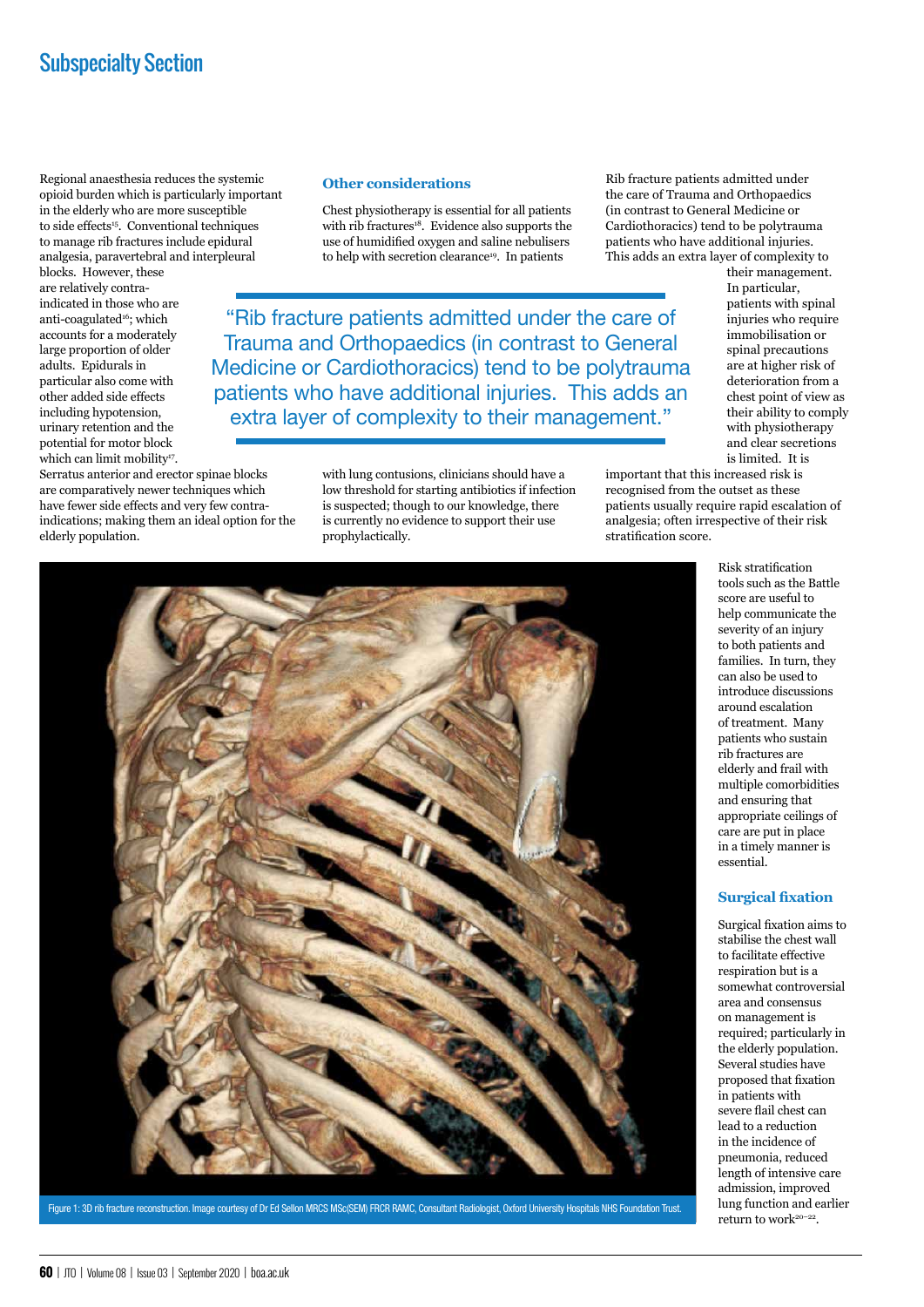Regional anaesthesia reduces the systemic opioid burden which is particularly important in the elderly who are more susceptible to side effects[15]. Conventional techniques to manage rib fractures include epidural analgesia, paravertebral and interpleural blocks. However, these are relatively contra-indicated in those who are anti-coagulated[16]; which accounts for a moderately large proportion of older adults. Epidurals in particular also come with other added side effects including hypotension, urinary retention and the potential for motor block which can limit mobility[17]. Serratus anterior and erector spinae blocks are comparatively newer techniques which have fewer side effects and very few contra-indications; making them an ideal option for the elderly population.

### Other considerations

Chest physiotherapy is essential for all patients with rib fractures[18]. Evidence also supports the use of humidified oxygen and saline nebulisers to help with secretion clearance[19]. In patients with lung contusions, clinicians should have a low threshold for starting antibiotics if infection is suspected; though to our knowledge, there is currently no evidence to support their use prophylactically.

Rib fracture patients admitted under the care of Trauma and Orthopaedics (in contrast to General Medicine or Cardiothoracics) tend to be polytrauma patients who have additional injuries. This adds an extra layer of complexity to their management. In particular, patients with spinal injuries who require immobilisation or spinal precautions are at higher risk of deterioration from a chest point of view as their ability to comply with physiotherapy and clear secretions is limited. It is important that this increased risk is recognised from the outset as these patients usually require rapid escalation of analgesia; often irrespective of their risk stratification score.

> "Rib fracture patients admitted under the care of Trauma and Orthopaedics (in contrast to General Medicine or Cardiothoracics) tend to be polytrauma patients who have additional injuries. This adds an extra layer of complexity to their management."

Risk stratification tools such as the Battle score are useful to help communicate the severity of an injury to both patients and families. In turn, they can also be used to introduce discussions around escalation of treatment. Many patients who sustain rib fractures are elderly and frail with multiple comorbidities and ensuring that appropriate ceilings of care are put in place in a timely manner is essential.

Figure 1: 3D rib fracture reconstruction. Image courtesy of Dr Ed Sellon MRCS MSc(SEM) FRCR RAMC, Consultant Radiologist, Oxford University Hospitals NHS Foundation Trust.

### Surgical fixation

Surgical fixation aims to stabilise the chest wall to facilitate effective respiration but is a somewhat controversial area and consensus on management is required; particularly in the elderly population. Several studies have proposed that fixation in patients with severe flail chest can lead to a reduction in the incidence of pneumonia, reduced length of intensive care admission, improved lung function and earlier return to work[20–22].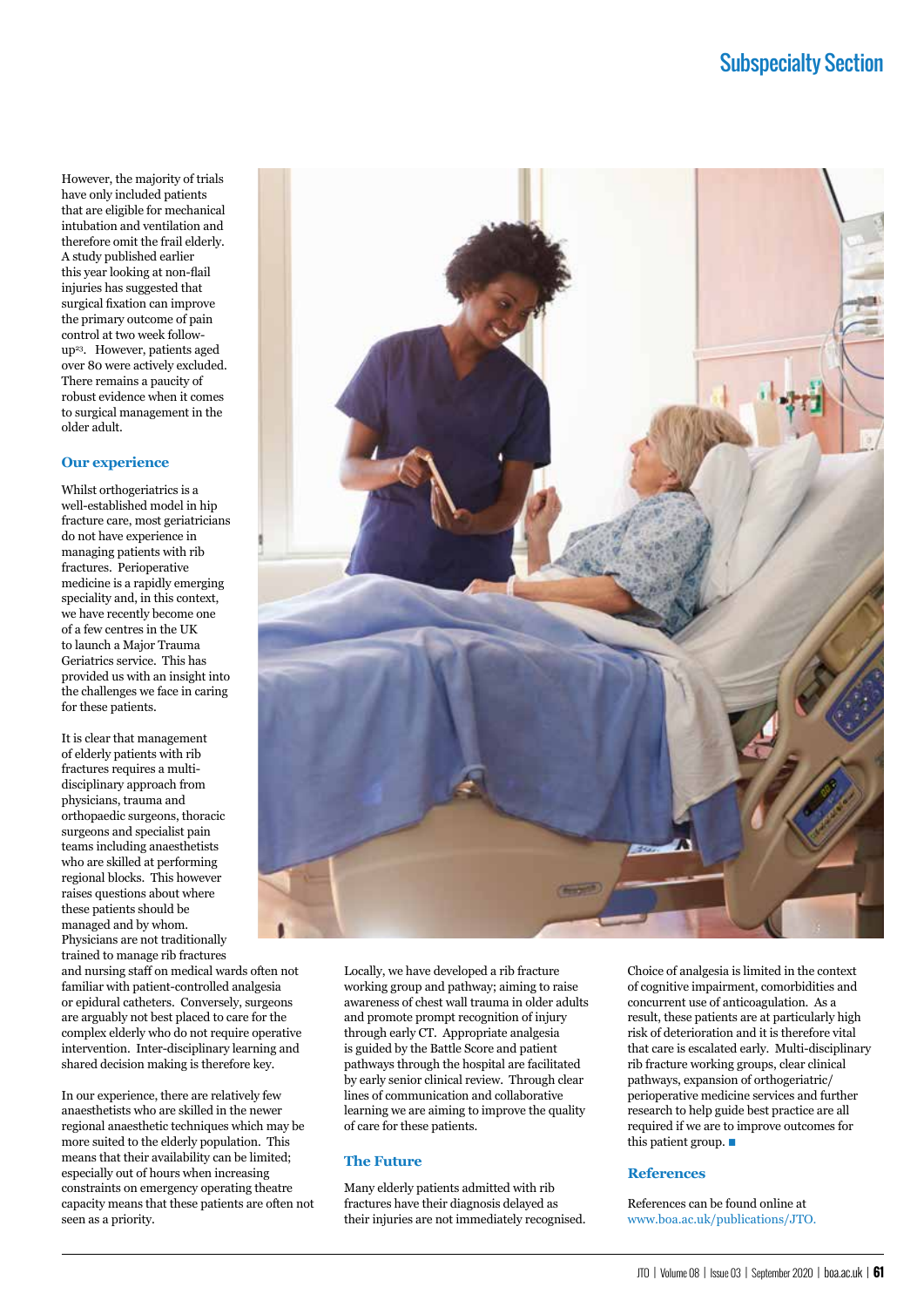However, the majority of trials have only included patients that are eligible for mechanical intubation and ventilation and therefore omit the frail elderly. A study published earlier this year looking at non-flail injuries has suggested that surgical fixation can improve the primary outcome of pain control at two week follow-up[23]. However, patients aged over 80 were actively excluded. There remains a paucity of robust evidence when it comes to surgical management in the older adult.

## Our experience

Whilst orthogeriatrics is a well-established model in hip fracture care, most geriatricians do not have experience in managing patients with rib fractures. Perioperative medicine is a rapidly emerging speciality and, in this context, we have recently become one of a few centres in the UK to launch a Major Trauma Geriatrics service. This has provided us with an insight into the challenges we face in caring for these patients.

It is clear that management of elderly patients with rib fractures requires a multi-disciplinary approach from physicians, trauma and orthopaedic surgeons, thoracic surgeons and specialist pain teams including anaesthetists who are skilled at performing regional blocks. This however raises questions about where these patients should be managed and by whom. Physicians are not traditionally trained to manage rib fractures and nursing staff on medical wards often not familiar with patient-controlled analgesia or epidural catheters. Conversely, surgeons are arguably not best placed to care for the complex elderly who do not require operative intervention. Inter-disciplinary learning and shared decision making is therefore key.

In our experience, there are relatively few anaesthetists who are skilled in the newer regional anaesthetic techniques which may be more suited to the elderly population. This means that their availability can be limited; especially out of hours when increasing constraints on emergency operating theatre capacity means that these patients are often not seen as a priority.

Locally, we have developed a rib fracture working group and pathway; aiming to raise awareness of chest wall trauma in older adults and promote prompt recognition of injury through early CT. Appropriate analgesia is guided by the Battle Score and patient pathways through the hospital are facilitated by early senior clinical review. Through clear lines of communication and collaborative learning we are aiming to improve the quality of care for these patients.

## The Future

Many elderly patients admitted with rib fractures have their diagnosis delayed as their injuries are not immediately recognised. Choice of analgesia is limited in the context of cognitive impairment, comorbidities and concurrent use of anticoagulation. As a result, these patients are at particularly high risk of deterioration and it is therefore vital that care is escalated early. Multi-disciplinary rib fracture working groups, clear clinical pathways, expansion of orthogeriatric/perioperative medicine services and further research to help guide best practice are all required if we are to improve outcomes for this patient group. ■

## References

References can be found online at www.boa.ac.uk/publications/JTO.